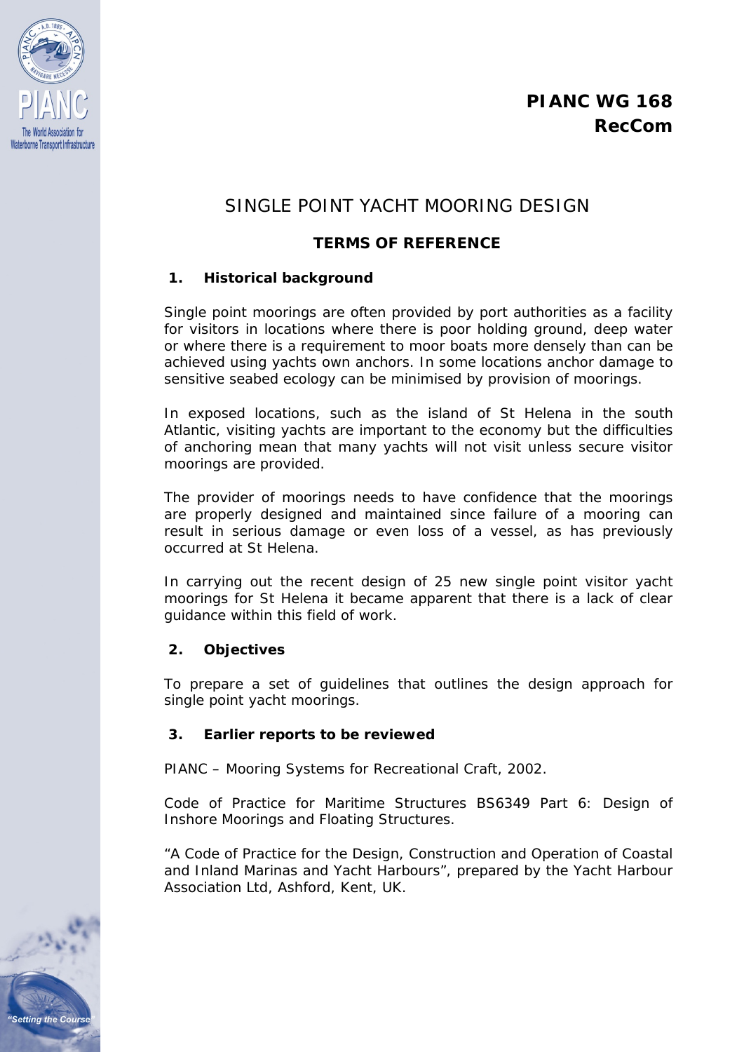**PIANC WG 168**
**RecCom**

# SINGLE POINT YACHT MOORING DESIGN

## TERMS OF REFERENCE

### 1. Historical background

Single point moorings are often provided by port authorities as a facility for visitors in locations where there is poor holding ground, deep water or where there is a requirement to moor boats more densely than can be achieved using yachts own anchors. In some locations anchor damage to sensitive seabed ecology can be minimised by provision of moorings.

In exposed locations, such as the island of St Helena in the south Atlantic, visiting yachts are important to the economy but the difficulties of anchoring mean that many yachts will not visit unless secure visitor moorings are provided.

The provider of moorings needs to have confidence that the moorings are properly designed and maintained since failure of a mooring can result in serious damage or even loss of a vessel, as has previously occurred at St Helena.

In carrying out the recent design of 25 new single point visitor yacht moorings for St Helena it became apparent that there is a lack of clear guidance within this field of work.

### 2. Objectives

To prepare a set of guidelines that outlines the design approach for single point yacht moorings.

### 3. Earlier reports to be reviewed

PIANC – Mooring Systems for Recreational Craft, 2002.

Code of Practice for Maritime Structures BS6349 Part 6: Design of Inshore Moorings and Floating Structures.

“A Code of Practice for the Design, Construction and Operation of Coastal and Inland Marinas and Yacht Harbours”, prepared by the Yacht Harbour Association Ltd, Ashford, Kent, UK.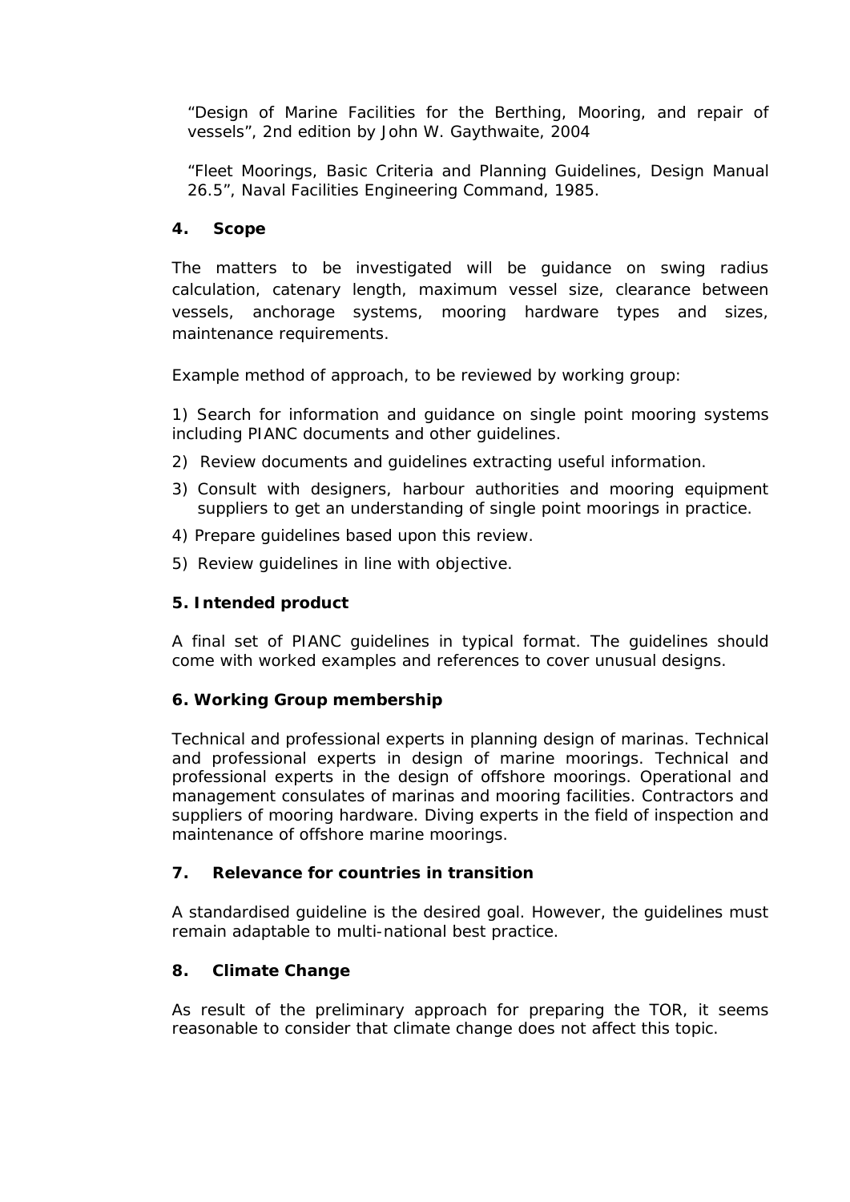"Design of Marine Facilities for the Berthing, Mooring, and repair of vessels", 2nd edition by John W. Gaythwaite, 2004

"Fleet Moorings, Basic Criteria and Planning Guidelines, Design Manual 26.5", Naval Facilities Engineering Command, 1985.

## 4. Scope

The matters to be investigated will be guidance on swing radius calculation, catenary length, maximum vessel size, clearance between vessels, anchorage systems, mooring hardware types and sizes, maintenance requirements.

Example method of approach, to be reviewed by working group:

1) Search for information and guidance on single point mooring systems including PIANC documents and other guidelines.
2) Review documents and guidelines extracting useful information.
3) Consult with designers, harbour authorities and mooring equipment suppliers to get an understanding of single point moorings in practice.
4) Prepare guidelines based upon this review.
5) Review guidelines in line with objective.

## 5. Intended product

A final set of PIANC guidelines in typical format. The guidelines should come with worked examples and references to cover unusual designs.

## 6. Working Group membership

Technical and professional experts in planning design of marinas. Technical and professional experts in design of marine moorings. Technical and professional experts in the design of offshore moorings. Operational and management consulates of marinas and mooring facilities. Contractors and suppliers of mooring hardware. Diving experts in the field of inspection and maintenance of offshore marine moorings.

## 7. Relevance for countries in transition

A standardised guideline is the desired goal. However, the guidelines must remain adaptable to multi-national best practice.

## 8. Climate Change

As result of the preliminary approach for preparing the TOR, it seems reasonable to consider that climate change does not affect this topic.